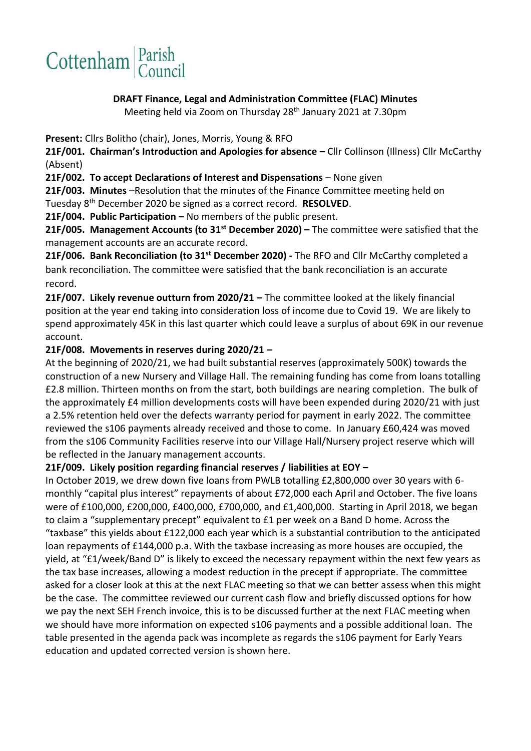Cottenham Parish Council

## DRAFT Finance, Legal and Administration Committee (FLAC) Minutes

Meeting held via Zoom on Thursday 28th January 2021 at 7.30pm

**Present:** Cllrs Bolitho (chair), Jones, Morris, Young & RFO

**21F/001. Chairman's Introduction and Apologies for absence –** Cllr Collinson (Illness) Cllr McCarthy (Absent)

**21F/002. To accept Declarations of Interest and Dispensations** – None given

**21F/003. Minutes** –Resolution that the minutes of the Finance Committee meeting held on Tuesday 8th December 2020 be signed as a correct record. **RESOLVED**.

**21F/004. Public Participation –** No members of the public present.

**21F/005. Management Accounts (to 31st December 2020) –** The committee were satisfied that the management accounts are an accurate record.

**21F/006. Bank Reconciliation (to 31st December 2020) -** The RFO and Cllr McCarthy completed a bank reconciliation. The committee were satisfied that the bank reconciliation is an accurate record.

**21F/007. Likely revenue outturn from 2020/21 –** The committee looked at the likely financial position at the year end taking into consideration loss of income due to Covid 19. We are likely to spend approximately 45K in this last quarter which could leave a surplus of about 69K in our revenue account.

**21F/008. Movements in reserves during 2020/21 –**

At the beginning of 2020/21, we had built substantial reserves (approximately 500K) towards the construction of a new Nursery and Village Hall. The remaining funding has come from loans totalling £2.8 million. Thirteen months on from the start, both buildings are nearing completion. The bulk of the approximately £4 million developments costs will have been expended during 2020/21 with just a 2.5% retention held over the defects warranty period for payment in early 2022. The committee reviewed the s106 payments already received and those to come. In January £60,424 was moved from the s106 Community Facilities reserve into our Village Hall/Nursery project reserve which will be reflected in the January management accounts.

**21F/009. Likely position regarding financial reserves / liabilities at EOY –**

In October 2019, we drew down five loans from PWLB totalling £2,800,000 over 30 years with 6-monthly "capital plus interest" repayments of about £72,000 each April and October. The five loans were of £100,000, £200,000, £400,000, £700,000, and £1,400,000. Starting in April 2018, we began to claim a "supplementary precept" equivalent to £1 per week on a Band D home. Across the "taxbase" this yields about £122,000 each year which is a substantial contribution to the anticipated loan repayments of £144,000 p.a. With the taxbase increasing as more houses are occupied, the yield, at "£1/week/Band D" is likely to exceed the necessary repayment within the next few years as the tax base increases, allowing a modest reduction in the precept if appropriate. The committee asked for a closer look at this at the next FLAC meeting so that we can better assess when this might be the case. The committee reviewed our current cash flow and briefly discussed options for how we pay the next SEH French invoice, this is to be discussed further at the next FLAC meeting when we should have more information on expected s106 payments and a possible additional loan. The table presented in the agenda pack was incomplete as regards the s106 payment for Early Years education and updated corrected version is shown here.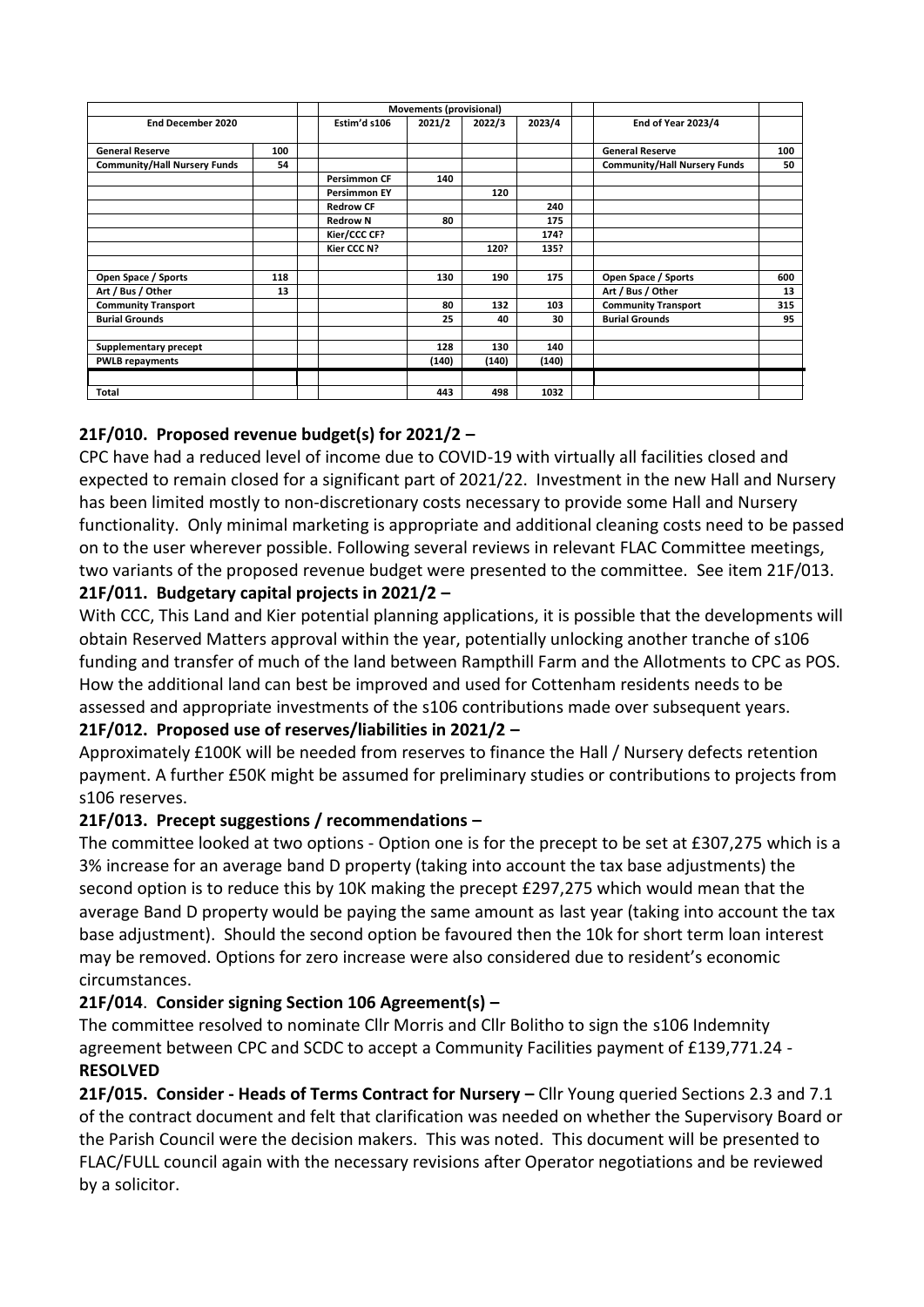| End December 2020 | | | Movements (provisional) | | | | | End of Year 2023/4 | |
|---|---|---|---|---|---|---|---|---|---|
| | | | Estim'd s106 | 2021/2 | 2022/3 | 2023/4 | | | |
| General Reserve | 100 | | | | | | | General Reserve | 100 |
| Community/Hall Nursery Funds | 54 | | | | | | | Community/Hall Nursery Funds | 50 |
| | | | Persimmon CF | 140 | | | | | |
| | | | Persimmon EY | | 120 | | | | |
| | | | Redrow CF | | | 240 | | | |
| | | | Redrow N | 80 | | 175 | | | |
| | | | Kier/CCC CF? | | | 174? | | | |
| | | | Kier CCC N? | | 120? | 135? | | | |
| | | | | | | | | | |
| Open Space / Sports | 118 | | | 130 | 190 | 175 | | Open Space / Sports | 600 |
| Art / Bus / Other | 13 | | | | | | | Art / Bus / Other | 13 |
| Community Transport | | | | 80 | 132 | 103 | | Community Transport | 315 |
| Burial Grounds | | | | 25 | 40 | 30 | | Burial Grounds | 95 |
| | | | | | | | | | |
| Supplementary precept | | | | 128 | 130 | 140 | | | |
| PWLB repayments | | | | (140) | (140) | (140) | | | |
| | | | | | | | | | |
| Total | | | | 443 | 498 | 1032 | | | |

**21F/010. Proposed revenue budget(s) for 2021/2 –**

CPC have had a reduced level of income due to COVID-19 with virtually all facilities closed and expected to remain closed for a significant part of 2021/22. Investment in the new Hall and Nursery has been limited mostly to non-discretionary costs necessary to provide some Hall and Nursery functionality. Only minimal marketing is appropriate and additional cleaning costs need to be passed on to the user wherever possible. Following several reviews in relevant FLAC Committee meetings, two variants of the proposed revenue budget were presented to the committee. See item 21F/013.

**21F/011. Budgetary capital projects in 2021/2 –**

With CCC, This Land and Kier potential planning applications, it is possible that the developments will obtain Reserved Matters approval within the year, potentially unlocking another tranche of s106 funding and transfer of much of the land between Rampthill Farm and the Allotments to CPC as POS. How the additional land can best be improved and used for Cottenham residents needs to be assessed and appropriate investments of the s106 contributions made over subsequent years.

**21F/012. Proposed use of reserves/liabilities in 2021/2 –**

Approximately £100K will be needed from reserves to finance the Hall / Nursery defects retention payment. A further £50K might be assumed for preliminary studies or contributions to projects from s106 reserves.

**21F/013. Precept suggestions / recommendations –**

The committee looked at two options - Option one is for the precept to be set at £307,275 which is a 3% increase for an average band D property (taking into account the tax base adjustments) the second option is to reduce this by 10K making the precept £297,275 which would mean that the average Band D property would be paying the same amount as last year (taking into account the tax base adjustment). Should the second option be favoured then the 10k for short term loan interest may be removed. Options for zero increase were also considered due to resident's economic circumstances.

**21F/014. Consider signing Section 106 Agreement(s) –**

The committee resolved to nominate Cllr Morris and Cllr Bolitho to sign the s106 Indemnity agreement between CPC and SCDC to accept a Community Facilities payment of £139,771.24 - **RESOLVED**

**21F/015. Consider - Heads of Terms Contract for Nursery –** Cllr Young queried Sections 2.3 and 7.1 of the contract document and felt that clarification was needed on whether the Supervisory Board or the Parish Council were the decision makers. This was noted. This document will be presented to FLAC/FULL council again with the necessary revisions after Operator negotiations and be reviewed by a solicitor.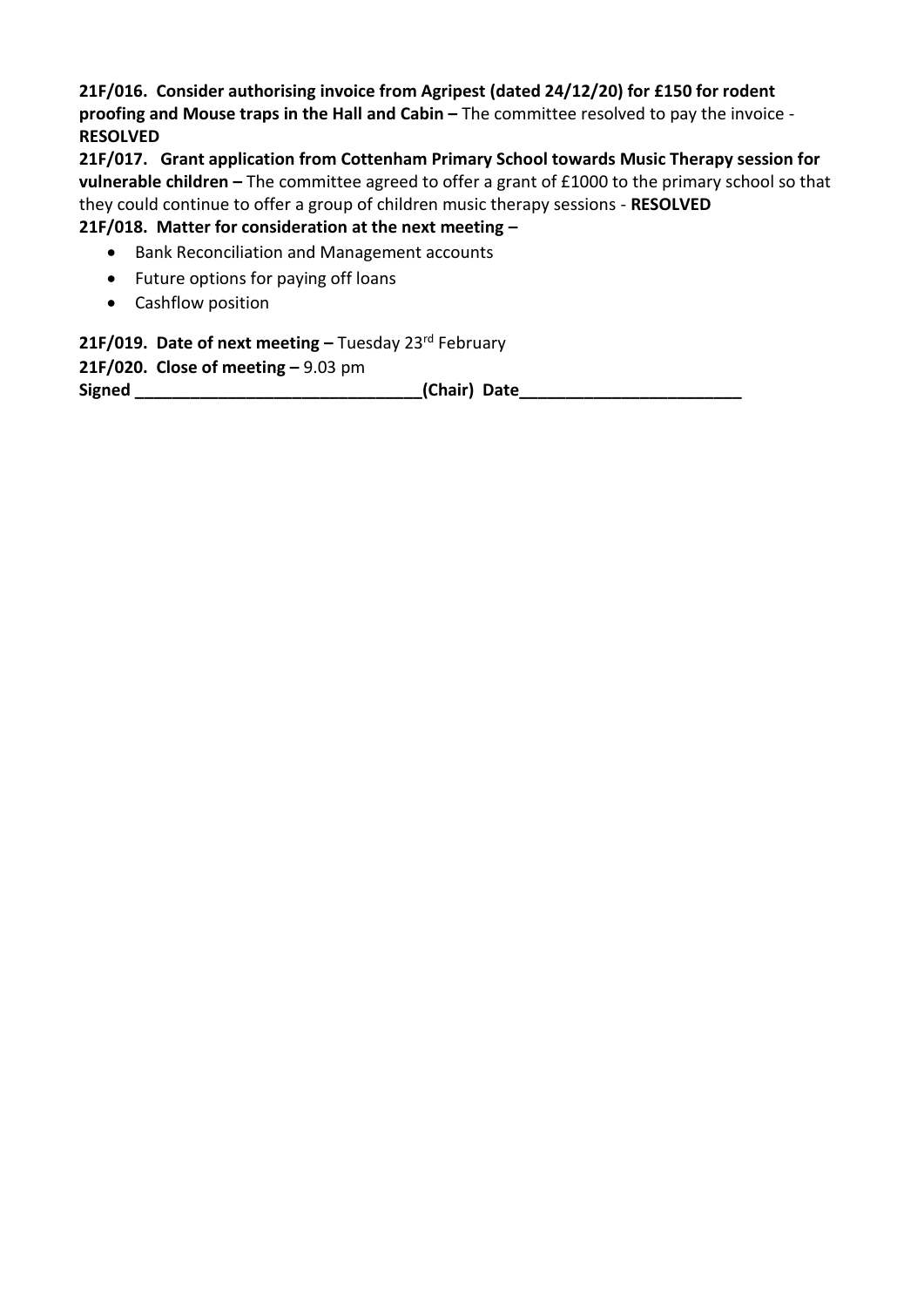**21F/016. Consider authorising invoice from Agripest (dated 24/12/20) for £150 for rodent proofing and Mouse traps in the Hall and Cabin –** The committee resolved to pay the invoice - **RESOLVED**

**21F/017. Grant application from Cottenham Primary School towards Music Therapy session for vulnerable children –** The committee agreed to offer a grant of £1000 to the primary school so that they could continue to offer a group of children music therapy sessions - **RESOLVED**

**21F/018. Matter for consideration at the next meeting –**

- Bank Reconciliation and Management accounts
- Future options for paying off loans
- Cashflow position

**21F/019. Date of next meeting –** Tuesday 23rd February

**21F/020. Close of meeting –** 9.03 pm

**Signed \_\_\_\_\_\_\_\_\_\_\_\_\_\_\_\_\_\_\_\_\_\_\_\_\_\_\_\_\_\_(Chair) Date\_\_\_\_\_\_\_\_\_\_\_\_\_\_\_\_\_\_\_\_\_\_\_\_**